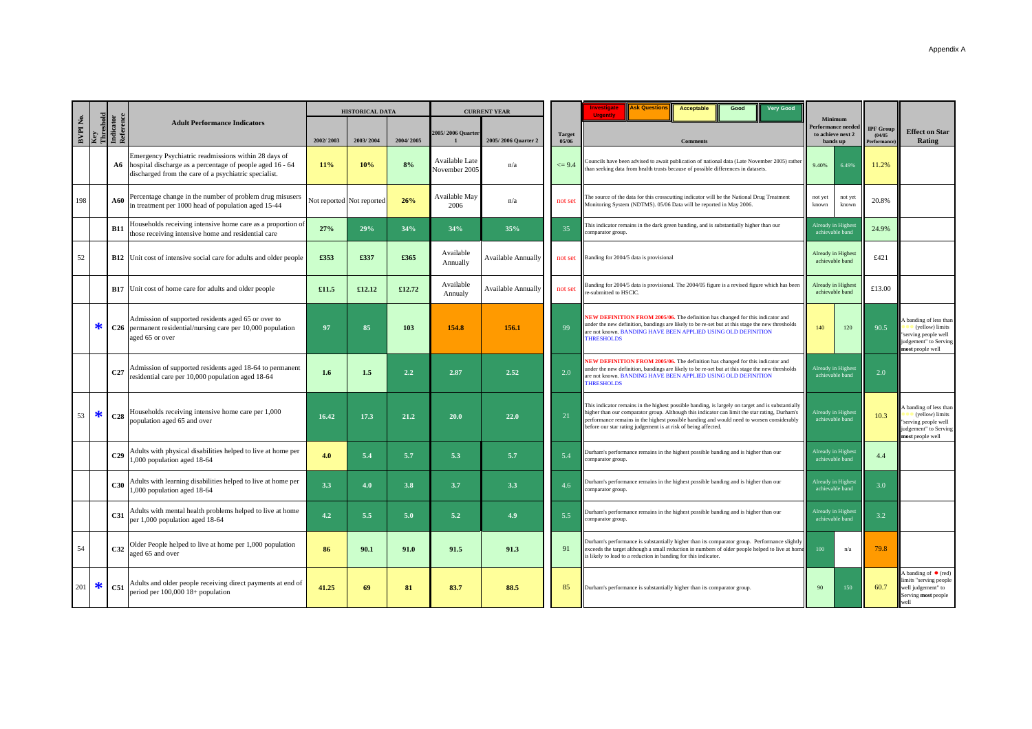Appendix A

| BVPI No. | Key Threshold | Indicator Reference | Adult Performance Indicators | HISTORICAL DATA 2002/2003 | 2003/2004 | 2004/2005 | CURRENT YEAR 2005/2006 Quarter 1 | 2005/2006 Quarter 2 | Target 05/06 | Comments (Investigate Urgently / Ask Questions / Acceptable / Good / Very Good) | Minimum Performance needed to achieve next 2 bands up | | IPF Group (04/05 Performance) | Effect on Star Rating |
|---|---|---|---|---|---|---|---|---|---|---|---|---|---|---|
| | | A6 | Emergency Psychiatric readmissions within 28 days of hospital discharge as a percentage of people aged 16 - 64 discharged from the care of a psychiatric specialist. | 11% | 10% | 8% | Available Late November 2005 | n/a | <= 9.4 | Councils have been advised to await publication of national data (Late November 2005) rather than seeking data from health trusts because of possible differences in datasets. | 9.40% | 6.49% | 11.2% | |
| 198 | | A60 | Percentage change in the number of problem drug misusers in treatment per 1000 head of population aged 15-44 | Not reported | Not reported | 26% | Available May 2006 | n/a | not set | The source of the data for this crosscutting indicator will be the National Drug Treatment Monitoring System (NDTMS). 05/06 Data will be reported in May 2006. | not yet known | not yet known | 20.8% | |
| | | B11 | Households receiving intensive home care as a proportion of those receiving intensive home and residential care | 27% | 29% | 34% | 34% | 35% | 35 | This indicator remains in the dark green banding, and is substantially higher than our comparator group. | Already in Highest achievable band | | 24.9% | |
| 52 | | B12 | Unit cost of intensive social care for adults and older people | £353 | £337 | £365 | Available Annually | Available Annually | not set | Banding for 2004/5 data is provisional | Already in Highest achievable band | | £421 | |
| | | B17 | Unit cost of home care for adults and older people | £11.5 | £12.12 | £12.72 | Available Annualy | Available Annually | not set | Banding for 2004/5 data is provisional. The 2004/05 figure is a revised figure which has been re-submitted to HSCIC. | Already in Highest achievable band | | £13.00 | |
| | * | C26 | Admission of supported residents aged 65 or over to permanent residential/nursing care per 10,000 population aged 65 or over | 97 | 85 | 103 | 154.8 | 156.1 | 99 | NEW DEFINITION FROM 2005/06. The definition has changed for this indicator and under the new definition, bandings are likely to be re-set but at this stage the new thresholds are not known. BANDING HAVE BEEN APPLIED USING OLD DEFINITION THRESHOLDS | 140 | 120 | 90.5 | A banding of less than ★★★ (yellow) limits "serving people well judgement" to Serving **most** people well |
| | | C27 | Admission of supported residents aged 18-64 to permanent residential care per 10,000 population aged 18-64 | 1.6 | 1.5 | 2.2 | 2.87 | 2.52 | 2.0 | NEW DEFINITION FROM 2005/06. The definition has changed for this indicator and under the new definition, bandings are likely to be re-set but at this stage the new thresholds are not known. BANDING HAVE BEEN APPLIED USING OLD DEFINITION THRESHOLDS | Already in Highest achievable band | | 2.0 | |
| 53 | * | C28 | Households receiving intensive home care per 1,000 population aged 65 and over | 16.42 | 17.3 | 21.2 | 20.0 | 22.0 | 21 | This indicator remains in the highest possible banding, is largely on target and is substantially higher than our comparator group. Although this indicator can limit the star rating, Durham's performance remains in the highest possible banding and would need to worsen considerably before our star rating judgement is at risk of being affected. | Already in Highest achievable band | | 10.3 | A banding of less than ★★★ (yellow) limits "serving people well judgement" to Serving **most** people well |
| | | C29 | Adults with physical disabilities helped to live at home per 1,000 population aged 18-64 | 4.0 | 5.4 | 5.7 | 5.3 | 5.7 | 5.4 | Durham's performance remains in the highest possible banding and is higher than our comparator group. | Already in Highest achievable band | | 4.4 | |
| | | C30 | Adults with learning disabilities helped to live at home per 1,000 population aged 18-64 | 3.3 | 4.0 | 3.8 | 3.7 | 3.3 | 4.6 | Durham's performance remains in the highest possible banding and is higher than our comparator group. | Already in Highest achievable band | | 3.0 | |
| | | C31 | Adults with mental health problems helped to live at home per 1,000 population aged 18-64 | 4.2 | 5.5 | 5.0 | 5.2 | 4.9 | 5.5 | Durham's performance remains in the highest possible banding and is higher than our comparator group. | Already in Highest achievable band | | 3.2 | |
| 54 | | C32 | Older People helped to live at home per 1,000 population aged 65 and over | 86 | 90.1 | 91.0 | 91.5 | 91.3 | 91 | Durham's performance is substantially higher than its comparator group. Performance slightly exceeds the target although a small reduction in numbers of older people helped to live at home is likely to lead to a reduction in banding for this indicator. | 100 | n/a | 79.8 | |
| 201 | * | C51 | Adults and older people receiving direct payments at end of period per 100,000 18+ population | 41.25 | 69 | 81 | 83.7 | 88.5 | 85 | Durham's performance is substantially higher than its comparator group. | 90 | 150 | 60.7 | A banding of ● (red) limits "serving people well judgement" to Serving **most** people well |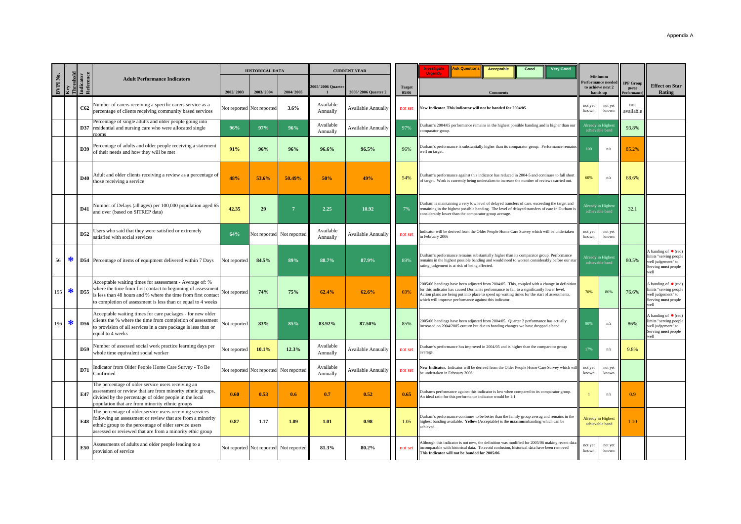Appendix A

| BVPI No. | Key Threshold | Indicator Reference | Adult Performance Indicators | HISTORICAL DATA 2002/2003 | 2003/2004 | 2004/2005 | CURRENT YEAR 2005/2006 Quarter 1 | 2005/2006 Quarter 2 | Target 05/06 | Comments (Investigate Urgently / Ask Questions / Acceptable / Good / Very Good) | Minimum Performance needed to achieve next 2 bands up | | IPF Group (04/05 Performance) | Effect on Star Rating |
|---|---|---|---|---|---|---|---|---|---|---|---|---|---|---|
| | | C62 | Number of carers receiving a specific carers service as a percentage of clients receiving community based services | Not reported | Not reported | 3.6% | Available Annually | Available Annually | not set | **New Indicator**. This indicator will not be banded for 2004/05 | not yet known | not yet known | not available | |
| | | D37 | Percentage of single adults and older people going into residential and nursing care who were allocated single rooms | 96% | 97% | 96% | Available Annually | Available Annually | 97% | Durham's 2004/05 performance remains in the highest possible banding and is higher than our comparator group. | Already in Highest achievable band | | 93.8% | |
| | | D39 | Percentage of adults and older people receiving a statement of their needs and how they will be met | 91% | 96% | 96% | 96.6% | 96.5% | 96% | Durham's performance is substantially higher than its comparator group. Performance remains well on target. | 100 | n/a | 85.2% | |
| | | D40 | Adult and older clients receiving a review as a percentage of those receiving a service | 48% | 53.6% | 50.49% | 50% | 49% | 54% | Durham's performance against this indicator has reduced in 2004-5 and continues to fall short of target. Work is currently being undertaken to increase the number of reviews carried out. | 60% | n/a | 68.6% | |
| | | D41 | Number of Delays (all ages) per 100,000 population aged 65 and over (based on SITREP data) | 42.35 | 29 | 7 | 2.25 | 10.92 | 7% | Durham is maintaining a very low level of delayed transfers of care, exceeding the target and remaining in the highest possible banding. The level of delayed transfers of care in Durham is considerably lower than the comparator group average. | Already in Highest achievable band | | 32.1 | |
| | | D52 | Users who said that they were satisfied or extremely satisfied with social services | 64% | Not reported | Not reported | Available Annually | Available Annually | not set | Indicator will be derived from the Older People Home Care Survey which will be undertaken in February 2006 | not yet known | not yet known | | |
| 56 | * | D54 | Percentage of items of equipment delivered within 7 Days | Not reported | 84.5% | 89% | 88.7% | 87.9% | 89% | Durham's performance remains substantially higher than its comparator group. Performance remains in the highest possible banding and would need to worsen considerably before our star rating judgement is at risk of being affected. | Already in Highest achievable band | | 80.5% | A banding of ● (red) limits "serving people well judgement" to Serving **most** people well |
| 195 | * | D55 | Acceptable waiting times for assessment - Average of: % where the time from first contact to beginning of assessment is less than 48 hours and % where the time from first contact to completion of assessment is less than or equal to 4 weeks | Not reported | 74% | 75% | 62.4% | 62.6% | 69% | 2005/06 bandings have been adjusted from 2004/05. This, coupled with a change in definition for this indicator has caused Durham's performance to fall to a significantly lower level. Action plans are being put into place to speed up waiting times for the start of assessments, which will improve performance against this indicator. | 70% | 80% | 76.6% | A banding of ● (red) limits "serving people well judgement" to Serving **most** people well |
| 196 | * | D56 | Acceptable waiting times for care packages - for new older clients the % where the time from completion of assessment to provision of all services in a care package is less than or equal to 4 weeks | Not reported | 83% | 85% | 83.92% | 87.50% | 85% | 2005/06 bandings have been adjusted from 2004/05. Quarter 2 performance has actually increased on 2004/2005 outturn but due to banding changes we have dropped a band | 90% | n/a | 86% | A banding of ● (red) limits "serving people well judgement" to Serving **most** people well |
| | | D59 | Number of assessed social work practice learning days per whole time equivalent social worker | Not reported | 10.1% | 12.3% | Available Annually | Available Annually | not set | Durham's performance has improved in 2004/05 and is higher than the comparator group average. | 17% | n/a | 9.8% | |
| | | D71 | Indicator from Older People Home Care Survey - To Be Confirmed | Not reported | Not reported | Not reported | Available Annually | Available Annually | not set | **New Indicator.** Indicator will be derived from the Older People Home Care Survey which will be undertaken in February 2006 | not yet known | not yet known | | |
| | | E47 | The percentage of older service users receiving an assessment or review that are from minority ethnic groups, divided by the percentage of older people in the local population that are from minority ethnic groups | 0.60 | 0.53 | 0.6 | 0.7 | 0.52 | 0.65 | Durhams performance against this indicator is low when compared to its comparator group. An ideal ratio for this performance indicator would be 1:1 | 1 | n/a | 0.9 | |
| | | E48 | The percentage of older service users receiving services following an assessment or review that are from a minority ethnic group to the percentage of older service users assessed or reviewed that are from a minority ethnic group | 0.87 | 1.17 | 1.09 | 1.01 | 0.98 | 1.05 | Durham's performance continues to be better than the family group averag and remains in the highest banding available. **Yellow** (Acceptable) is the **maximum** banding which can be achieved. | Already in Highest achievable band | | 1.10 | |
| | | E50 | Assessments of adults and older people leading to a provision of service | Not reported | Not reported | Not reported | 81.3% | 80.2% | not set | Although this indicator is not new, the definition was modified for 2005/06 making recent data incomparable with historical data. To avoid confusion, historical data have been removed **This Indicator will not be banded for 2005/06** | not yet known | not yet known | | |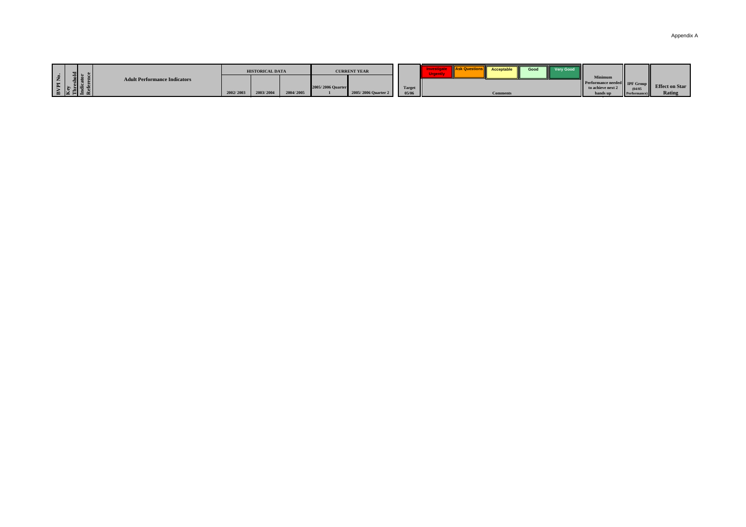Appendix A

| BVPI No. | Key Threshold Indicator Reference | Adult Performance Indicators | HISTORICAL DATA | | | CURRENT YEAR | | Target 05/06 | Investigate Urgently | Ask Questions | Acceptable | Good | Very Good | Minimum Performance needed to achieve next 2 bands up | IPF Group (04/05 Performance) | Effect on Star Rating |
|---|---|---|---|---|---|---|---|---|---|---|---|---|---|---|---|---|
| | | | 2002/ 2003 | 2003/ 2004 | 2004/ 2005 | 2005/ 2006 Quarter 1 | 2005/ 2006 Quarter 2 | | Comments | | | | | | | |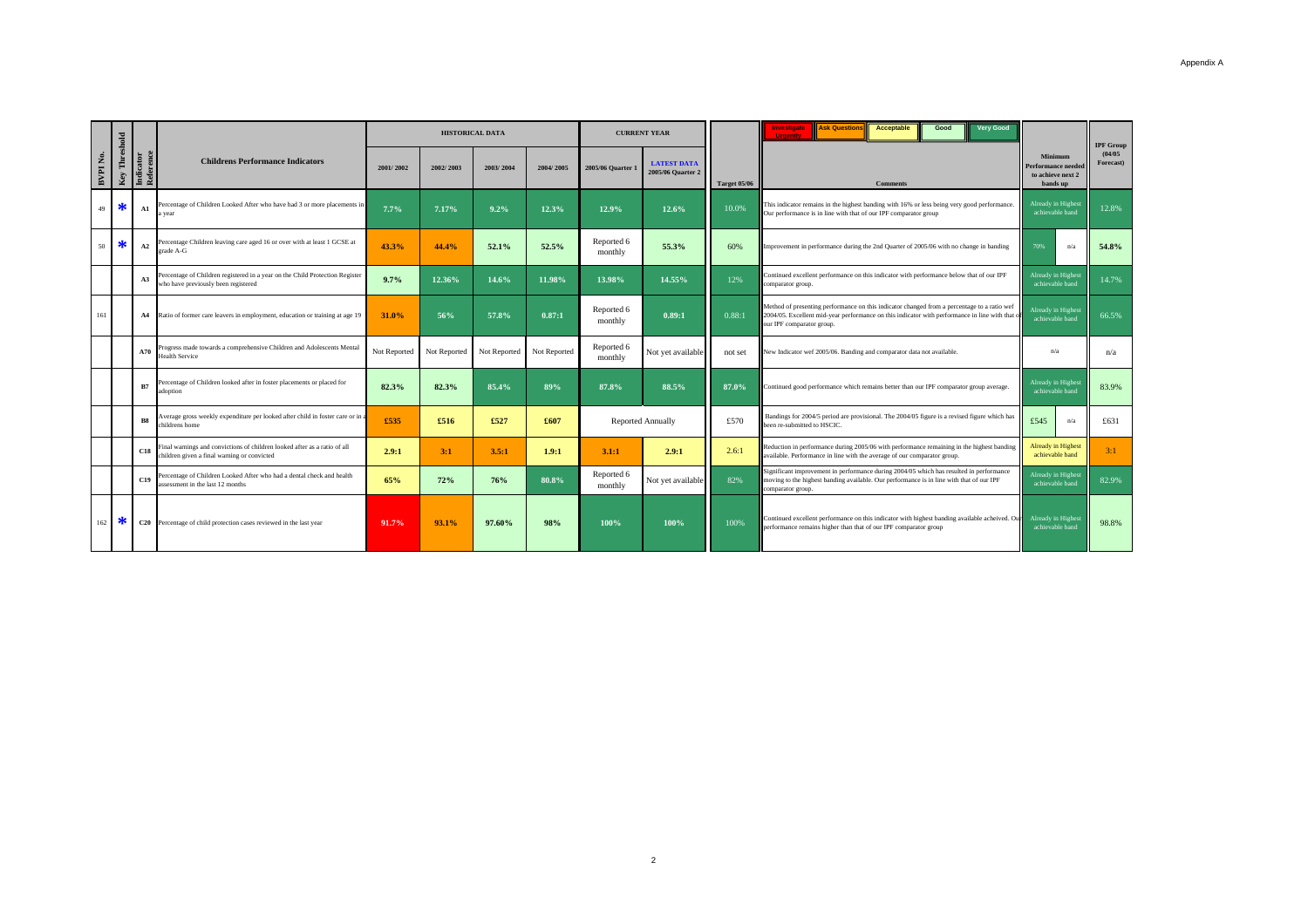Appendix A

| BVPI No. | Key Threshold | Indicator Reference | Childrens Performance Indicators | HISTORICAL DATA | | | | CURRENT YEAR | | | Investigate Urgently / Ask Questions / Acceptable / Good / Very Good | Minimum Performance needed to achieve next 2 bands up | | IPF Group (04/05 Forecast) |
|---|---|---|---|---|---|---|---|---|---|---|---|---|---|---|
| | | | | 2001/ 2002 | 2002/ 2003 | 2003/ 2004 | 2004/ 2005 | 2005/06 Quarter 1 | LATEST DATA 2005/06 Quarter 2 | Target 05/06 | Comments | | | |
| 49 | * | A1 | Percentage of Children Looked After who have had 3 or more placements in a year | 7.7% | 7.17% | 9.2% | 12.3% | 12.9% | 12.6% | 10.0% | This indicator remains in the highest banding with 16% or less being very good performance. Our performance is in line with that of our IPF comparator group | Already in Highest achievable band | | 12.8% |
| 50 | * | A2 | Percentage Children leaving care aged 16 or over with at least 1 GCSE at grade A-G | 43.3% | 44.4% | 52.1% | 52.5% | Reported 6 monthly | 55.3% | 60% | Improvement in performance during the 2nd Quarter of 2005/06 with no change in banding | 70% | n/a | 54.8% |
| | | A3 | Percentage of Children registered in a year on the Child Protection Register who have previously been registered | 9.7% | 12.36% | 14.6% | 11.98% | 13.98% | 14.55% | 12% | Continued excellent performance on this indicator with performance below that of our IPF comparator group. | Already in Highest achievable band | | 14.7% |
| 161 | | A4 | Ratio of former care leavers in employment, education or training at age 19 | 31.0% | 56% | 57.8% | 0.87:1 | Reported 6 monthly | 0.89:1 | 0.88:1 | Method of presenting performance on this indicator changed from a percentage to a ratio wef 2004/05. Excellent mid-year performance on this indicator with performance in line with that of our IPF comparator group. | Already in Highest achievable band | | 66.5% |
| | | A70 | Progress made towards a comprehensive Children and Adolescents Mental Health Service | Not Reported | Not Reported | Not Reported | Not Reported | Reported 6 monthly | Not yet available | not set | New Indicator wef 2005/06. Banding and comparator data not available. | n/a | | n/a |
| | | B7 | Percentage of Children looked after in foster placements or placed for adoption | 82.3% | 82.3% | 85.4% | 89% | 87.8% | 88.5% | 87.0% | Continued good performance which remains better than our IPF comparator group average. | Already in Highest achievable band | | 83.9% |
| | | B8 | Average gross weekly expenditure per looked after child in foster care or in a childrens home | £535 | £516 | £527 | £607 | Reported Annually | | £570 | Bandings for 2004/5 period are provisional. The 2004/05 figure is a revised figure which has been re-submitted to HSCIC. | £545 | n/a | £631 |
| | | C18 | Final warnings and convictions of children looked after as a ratio of all children given a final warning or convicted | 2.9:1 | 3:1 | 3.5:1 | 1.9:1 | 3.1:1 | 2.9:1 | 2.6:1 | Reduction in performance during 2005/06 with performance remaining in the highest banding available. Performance in line with the average of our comparator group. | Already in Highest achievable band | | 3:1 |
| | | C19 | Percentage of Children Looked After who had a dental check and health assessment in the last 12 months | 65% | 72% | 76% | 80.8% | Reported 6 monthly | Not yet available | 82% | Significant improvement in performance during 2004/05 which has resulted in performance moving to the highest banding available. Our performance is in line with that of our IPF comparator group. | Already in Highest achievable band | | 82.9% |
| 162 | * | C20 | Percentage of child protection cases reviewed in the last year | 91.7% | 93.1% | 97.60% | 98% | 100% | 100% | 100% | Continued excellent performance on this indicator with highest banding available acheived. Our performance remains higher than that of our IPF comparator group | Already in Highest achievable band | | 98.8% |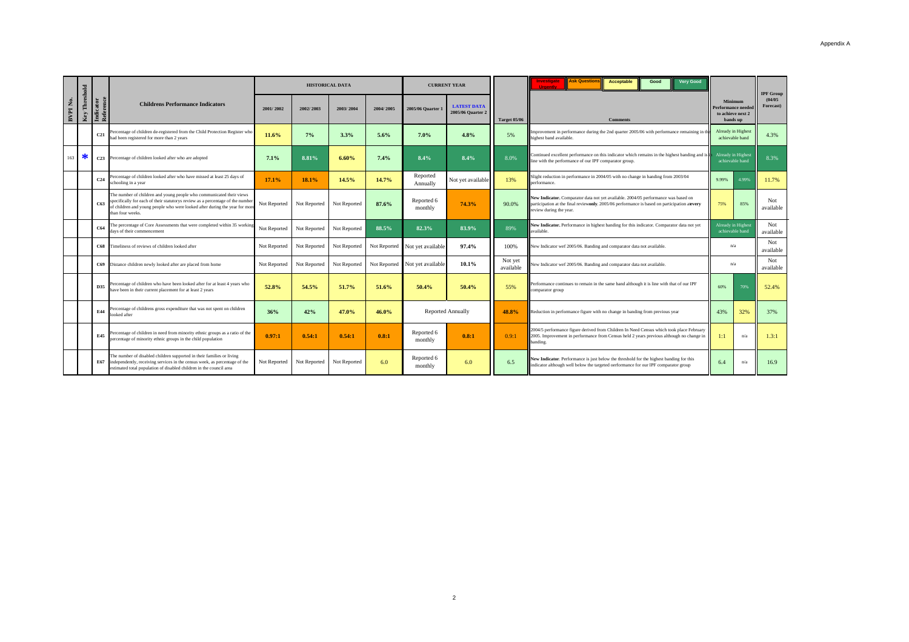Appendix A

| BVPI No. | Key Threshold | Indicator Reference | Childrens Performance Indicators | HISTORICAL DATA | | | | CURRENT YEAR | | Target 05/06 | Investigate Urgently / Ask Questions / Acceptable / Good / Very Good | Minimum Performance needed to achieve next 2 bands up | | IPF Group (04/05 Forecast) |
|---|---|---|---|---|---|---|---|---|---|---|---|---|---|---|
| | | | | 2001/ 2002 | 2002/ 2003 | 2003/ 2004 | 2004/ 2005 | 2005/06 Quarter 1 | LATEST DATA 2005/06 Quarter 2 | | Comments | | | |
| | | C21 | Percentage of children de-registered from the Child Protection Register who had been registered for more than 2 years | 11.6% | 7% | 3.3% | 5.6% | 7.0% | 4.8% | 5% | Improvement in performance during the 2nd quarter 2005/06 with performance remaining in the highest band available. | Already in Highest achievable band | | 4.3% |
| 163 | * | C23 | Percentage of children looked after who are adopted | 7.1% | 8.81% | 6.60% | 7.4% | 8.4% | 8.4% | 8.0% | Continued excellent performance on this indicator which remains in the highest banding and is in line with the performance of our IPF comparator group. | Already in Highest achievable band | | 8.3% |
| | | C24 | Percentage of children looked after who have missed at least 25 days of schooling in a year | 17.1% | 18.1% | 14.5% | 14.7% | Reported Annually | Not yet available | 13% | Slight reduction in performance in 2004/05 with no change in banding from 2003/04 performance. | 9.99% | 4.99% | 11.7% |
| | | C63 | The number of children and young people who communicated their views specifically for each of their statutorys review as a percentage of the number of children and young people who were looked after during the year for more than four weeks. | Not Reported | Not Reported | Not Reported | 87.6% | Reported 6 monthly | 74.3% | 90.0% | **New Indicator.** Comparator data not yet available. 2004/05 performance was based on participation at the final review**only**. 2005/06 performance is based on participation at**every** review during the year. | 75% | 85% | Not available |
| | | C64 | The percentage of Core Assessments that were completed within 35 working days of their commencement | Not Reported | Not Reported | Not Reported | 88.5% | 82.3% | 83.9% | 89% | **New Indicator.** Performance in highest banding for this indicator. Comparator data not yet available. | Already in Highest achievable band | | Not available |
| | | C68 | Timeliness of reviews of children looked after | Not Reported | Not Reported | Not Reported | Not Reported | Not yet available | 97.4% | 100% | New Indicator wef 2005/06. Banding and comparator data not available. | n/a | | Not available |
| | | C69 | Distance children newly looked after are placed from home | Not Reported | Not Reported | Not Reported | Not Reported | Not yet available | 10.1% | Not yet available | New Indicator wef 2005/06. Banding and comparator data not available. | n/a | | Not available |
| | | D35 | Percentage of children who have been looked after for at least 4 years who have been in their current placement for at least 2 years | 52.8% | 54.5% | 51.7% | 51.6% | 50.4% | 50.4% | 55% | Performance continues to remain in the same band although it is line with that of our IPF comparator group | 60% | 70% | 52.4% |
| | | E44 | Percentage of childrens gross expenditure that was not spent on children looked after | 36% | 42% | 47.0% | 46.0% | Reported Annually | | 48.8% | Reduction in performance figure with no change in banding from previous year | 43% | 32% | 37% |
| | | E45 | Percentage of children in need from minority ethnic groups as a ratio of the percentage of minority ethnic groups in the child population | 0.97:1 | 0.54:1 | 0.54:1 | 0.8:1 | Reported 6 monthly | 0.8:1 | 0.9:1 | 2004/5 performance figure derived from Children In Need Census which took place February 2005. Improvement in performance from Census held 2 years previous although no change in banding. | 1:1 | n/a | 1.3:1 |
| | | E67 | The number of disabled children supported in their families or living independently, receiving services in the census week, as percentage of the estimated total population of disabled children in the council area | Not Reported | Not Reported | Not Reported | 6.0 | Reported 6 monthly | 6.0 | 6.5 | **New Indicator**. Performance is just below the threshold for the highest banding for this indicator although well below the targeted oerformance for our IPF comparator group | 6.4 | n/a | 16.9 |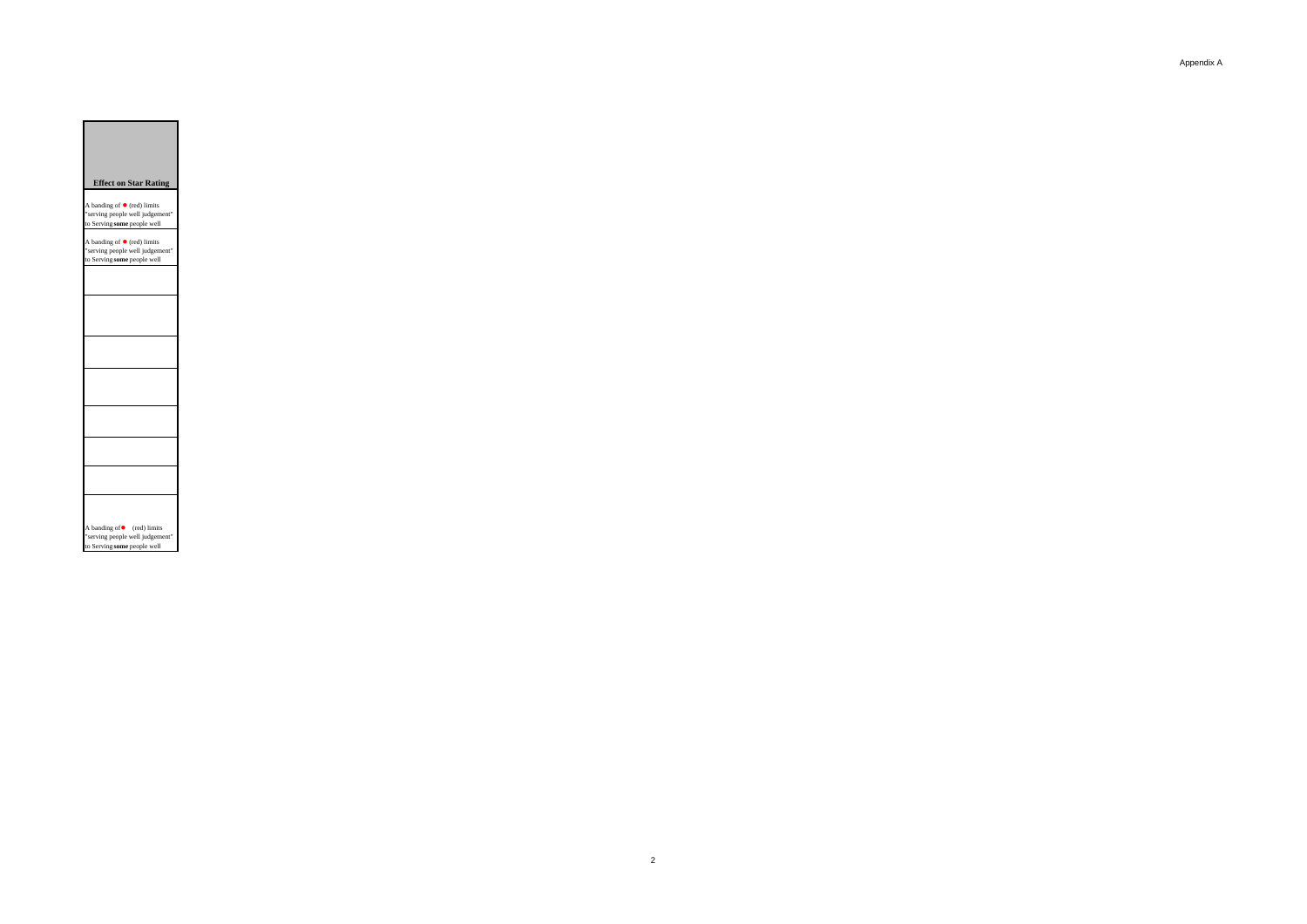| Effect on Star Rating |
| --- |
| A banding of ● (red) limits "serving people well judgement" to Serving **some** people well |
| A banding of ● (red) limits "serving people well judgement" to Serving **some** people well |
| |
| |
| |
| |
| |
| |
| |
| A banding of ● (red) limits "serving people well judgement" to Serving **some** people well |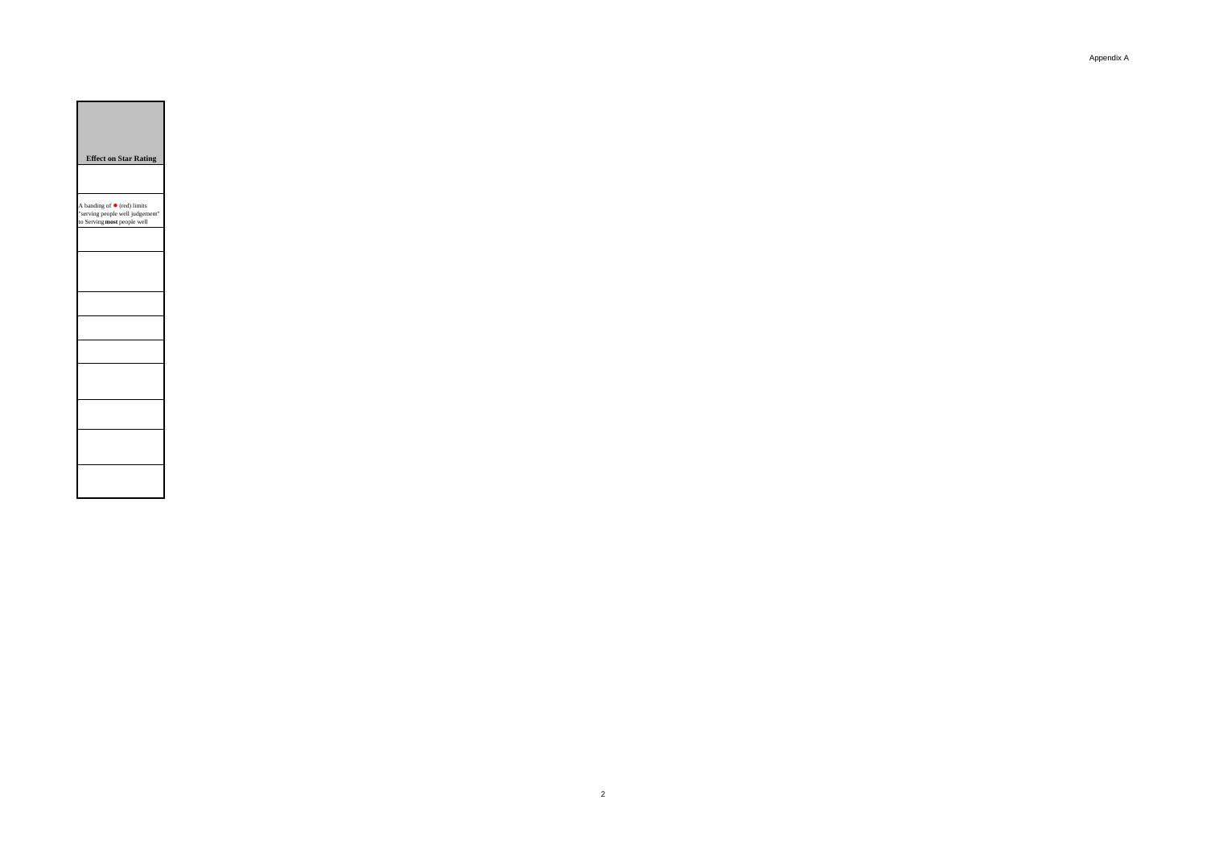Appendix A

| Effect on Star Rating |
| --- |
| |
| A banding of ● (red) limits "serving people well judgement" to Serving **most** people well |
| |
| |
| |
| |
| |
| |
| |
| |
| |